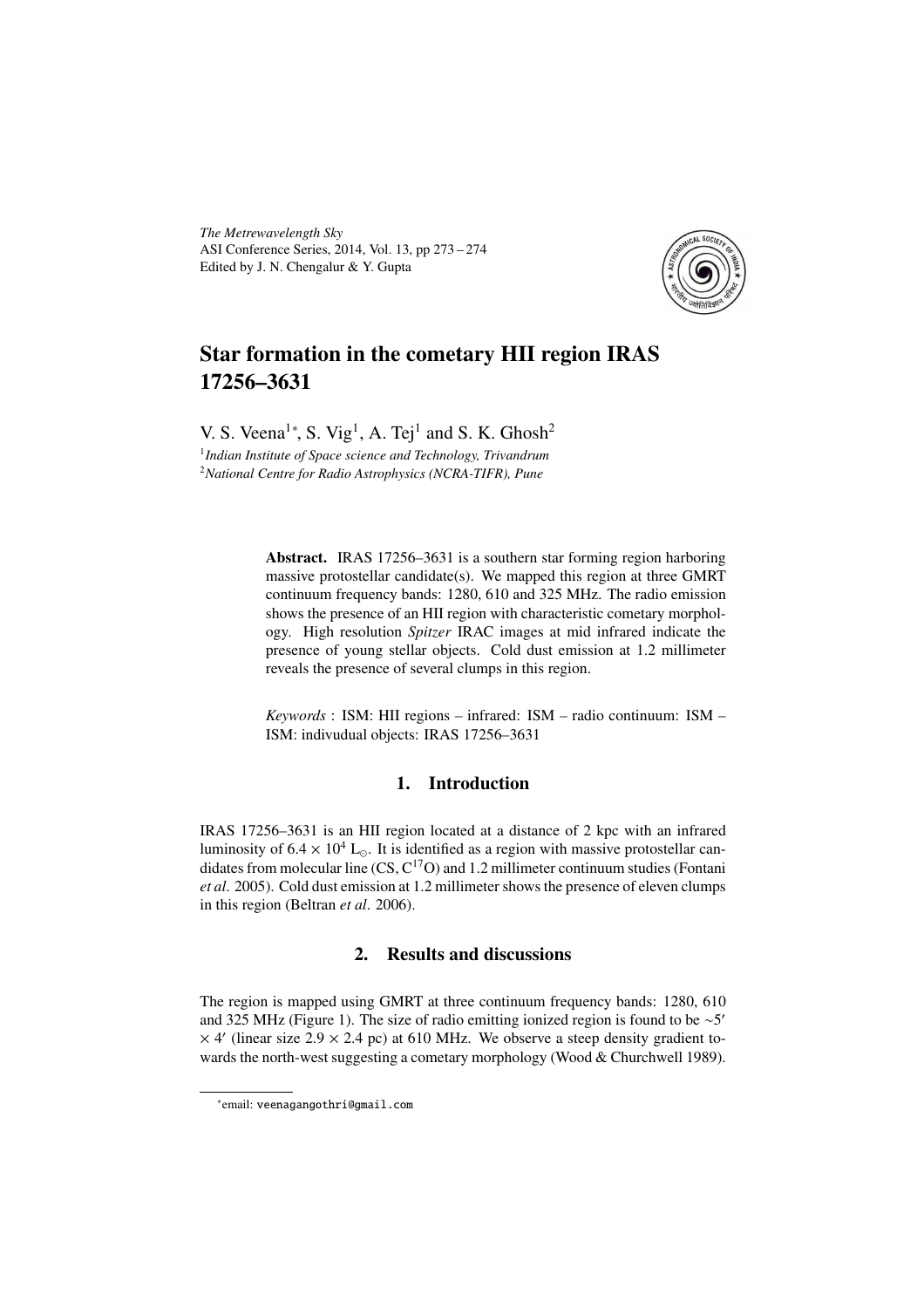*The Metrewavelength Sky*
ASI Conference Series, 2014, Vol. 13, pp 273 – 274
Edited by J. N. Chengalur & Y. Gupta

# Star formation in the cometary HII region IRAS 17256–3631

V. S. Veena[1]*, S. Vig[1], A. Tej[1] and S. K. Ghosh[2]

[1]*Indian Institute of Space science and Technology, Trivandrum*
[2]*National Centre for Radio Astrophysics (NCRA-TIFR), Pune*

**Abstract.** IRAS 17256–3631 is a southern star forming region harboring massive protostellar candidate(s). We mapped this region at three GMRT continuum frequency bands: 1280, 610 and 325 MHz. The radio emission shows the presence of an HII region with characteristic cometary morphology. High resolution *Spitzer* IRAC images at mid infrared indicate the presence of young stellar objects. Cold dust emission at 1.2 millimeter reveals the presence of several clumps in this region.

*Keywords* : ISM: HII regions – infrared: ISM – radio continuum: ISM – ISM: indivudual objects: IRAS 17256–3631

## 1. Introduction

IRAS 17256–3631 is an HII region located at a distance of 2 kpc with an infrared luminosity of $6.4 \times 10^4$ $L_{\odot}$. It is identified as a region with massive protostellar candidates from molecular line (CS, $C^{17}O$) and 1.2 millimeter continuum studies (Fontani *et al*. 2005). Cold dust emission at 1.2 millimeter shows the presence of eleven clumps in this region (Beltran *et al*. 2006).

## 2. Results and discussions

The region is mapped using GMRT at three continuum frequency bands: 1280, 610 and 325 MHz (Figure 1). The size of radio emitting ionized region is found to be $\sim 5' \times 4'$ (linear size $2.9 \times 2.4$ pc) at 610 MHz. We observe a steep density gradient towards the north-west suggesting a cometary morphology (Wood & Churchwell 1989).

*email: veenagangothri@gmail.com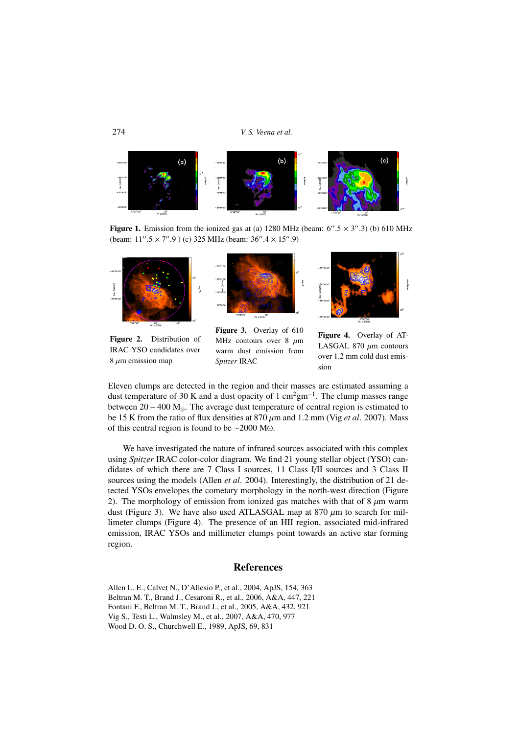**Figure 1.** Emission from the ionized gas at (a) 1280 MHz (beam: $6''.5 \times 3''.3$) (b) 610 MHz (beam: $11''.5 \times 7''.9$ ) (c) 325 MHz (beam: $36''.4 \times 15''.9$)

**Figure 2.** Distribution of IRAC YSO candidates over 8 $\mu$m emission map

**Figure 3.** Overlay of 610 MHz contours over 8 $\mu$m warm dust emission from *Spitzer* IRAC

**Figure 4.** Overlay of ATLASGAL 870 $\mu$m contours over 1.2 mm cold dust emission

Eleven clumps are detected in the region and their masses are estimated assuming a dust temperature of 30 K and a dust opacity of 1 $cm^2 gm^{-1}$. The clump masses range between 20 – 400 $M_\odot$. The average dust temperature of central region is estimated to be 15 K from the ratio of flux densities at 870 $\mu$m and 1.2 mm (Vig *et al*. 2007). Mass of this central region is found to be ∼2000 M⊙.

We have investigated the nature of infrared sources associated with this complex using *Spitzer* IRAC color-color diagram. We find 21 young stellar object (YSO) candidates of which there are 7 Class I sources, 11 Class I/II sources and 3 Class II sources using the models (Allen *et al*. 2004). Interestingly, the distribution of 21 detected YSOs envelopes the cometary morphology in the north-west direction (Figure 2). The morphology of emission from ionized gas matches with that of 8 $\mu$m warm dust (Figure 3). We have also used ATLASGAL map at 870 $\mu$m to search for millimeter clumps (Figure 4). The presence of an HII region, associated mid-infrared emission, IRAC YSOs and millimeter clumps point towards an active star forming region.

## References

Allen L. E., Calvet N., D'Allesio P., et al., 2004, ApJS, 154, 363
Beltran M. T., Brand J., Cesaroni R., et al., 2006, A&A, 447, 221
Fontani F., Beltran M. T., Brand J., et al., 2005, A&A, 432, 921
Vig S., Testi L., Walmsley M., et al., 2007, A&A, 470, 977
Wood D. O. S., Churchwell E., 1989, ApJS, 69, 831